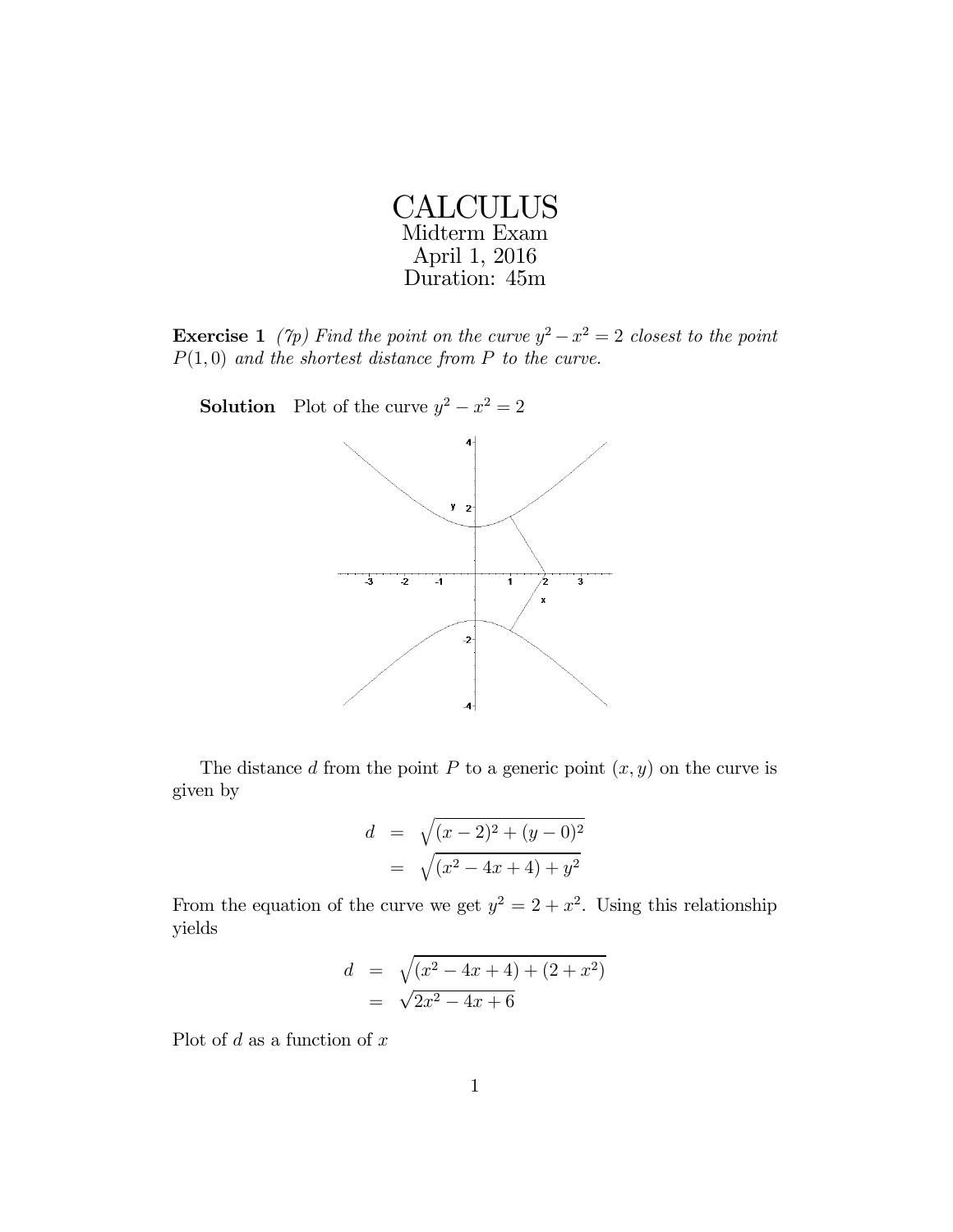# CALCULUS

Midterm Exam
April 1, 2016
Duration: 45m

**Exercise 1** *(7p) Find the point on the curve $y^2 - x^2 = 2$ closest to the point $P(1, 0)$ and the shortest distance from $P$ to the curve.*

**Solution** Plot of the curve $y^2 - x^2 = 2$

4
y 2
-3 -2 -1 1 2 3
x
-2
-4

The distance $d$ from the point $P$ to a generic point $(x, y)$ on the curve is given by

$$
\begin{aligned}
d &= \sqrt{(x-2)^2 + (y-0)^2} \\
&= \sqrt{(x^2 - 4x + 4) + y^2}
\end{aligned}
$$

From the equation of the curve we get $y^2 = 2 + x^2$. Using this relationship yields

$$
\begin{aligned}
d &= \sqrt{(x^2 - 4x + 4) + (2 + x^2)} \\
&= \sqrt{2x^2 - 4x + 6}
\end{aligned}
$$

Plot of $d$ as a function of $x$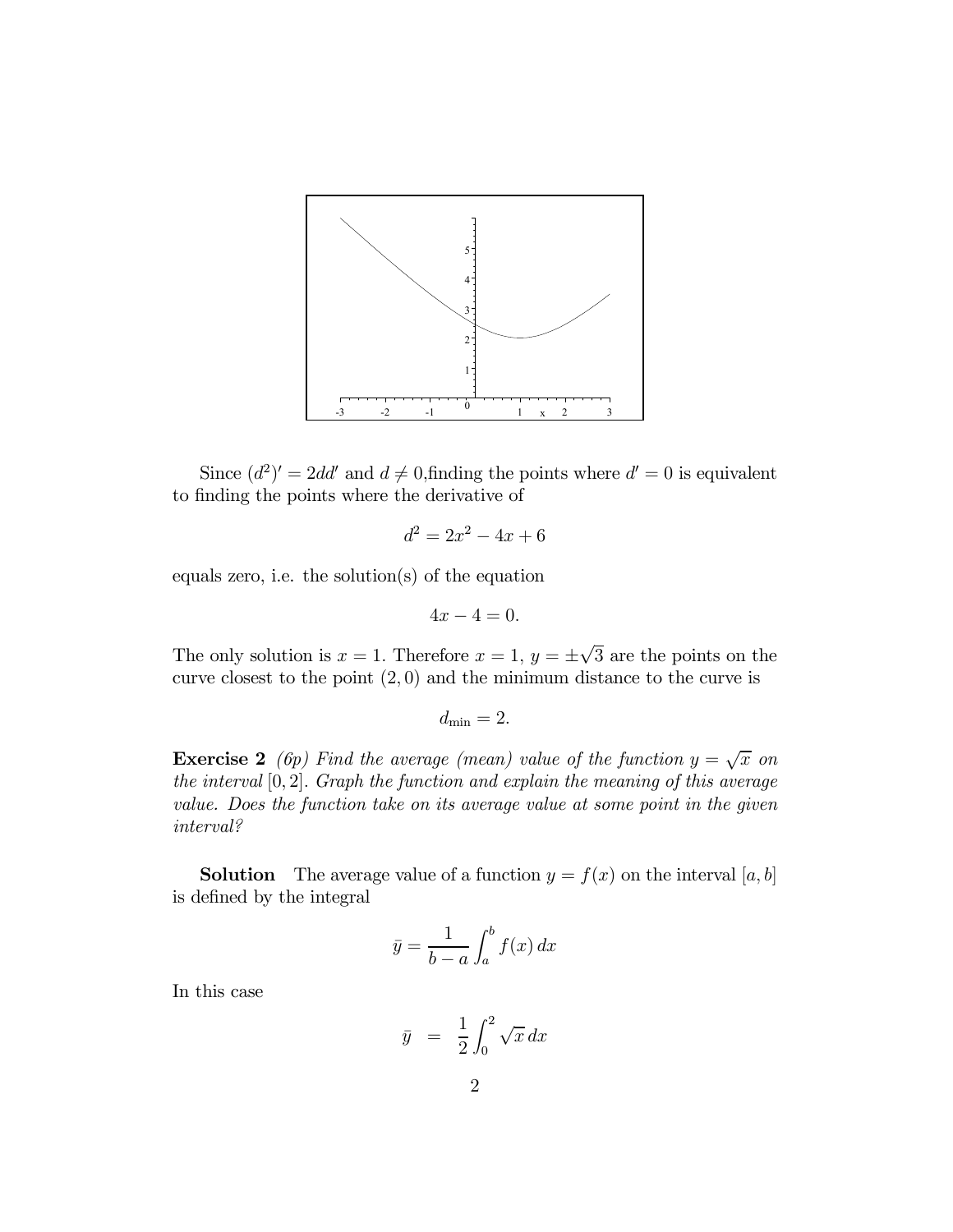Since $(d^2)' = 2dd'$ and $d \neq 0$,finding the points where $d' = 0$ is equivalent to finding the points where the derivative of

$$d^2 = 2x^2 - 4x + 6$$

equals zero, i.e. the solution(s) of the equation

$$4x - 4 = 0.$$

The only solution is $x = 1$. Therefore $x = 1$, $y = \pm\sqrt{3}$ are the points on the curve closest to the point $(2, 0)$ and the minimum distance to the curve is

$$d_{\min} = 2.$$

**Exercise 2** *(6p) Find the average (mean) value of the function $y = \sqrt{x}$ on the interval $[0, 2]$. Graph the function and explain the meaning of this average value. Does the function take on its average value at some point in the given interval?*

**Solution** The average value of a function $y = f(x)$ on the interval $[a, b]$ is defined by the integral

$$\bar{y} = \frac{1}{b-a}\int_a^b f(x)\,dx$$

In this case

$$\bar{y} = \frac{1}{2}\int_0^2 \sqrt{x}\,dx$$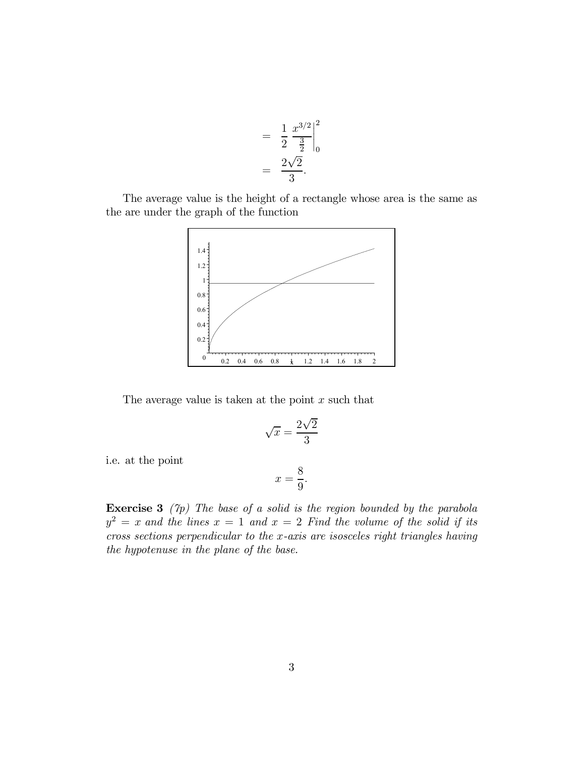$$= \frac{1}{2} \left. \frac{x^{3/2}}{\frac{3}{2}} \right|_0^2$$
$$= \frac{2\sqrt{2}}{3}.$$

The average value is the height of a rectangle whose area is the same as the are under the graph of the function

1.4
1.2
1
0.8
0.6
0.4
0.2
0
0.2 0.4 0.6 0.8 x 1.2 1.4 1.6 1.8 2

The average value is taken at the point $x$ such that

$$\sqrt{x} = \frac{2\sqrt{2}}{3}$$

i.e. at the point

$$x = \frac{8}{9}.$$

**Exercise 3** *(7p) The base of a solid is the region bounded by the parabola $y^2 = x$ and the lines $x = 1$ and $x = 2$ Find the volume of the solid if its cross sections perpendicular to the $x$-axis are isosceles right triangles having the hypotenuse in the plane of the base.*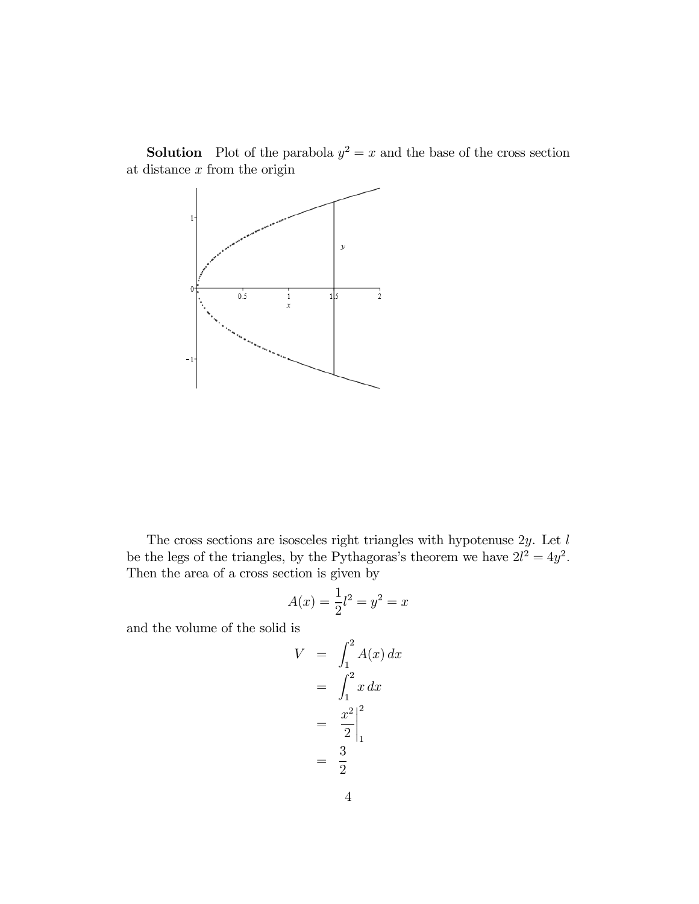**Solution** Plot of the parabola $y^2 = x$ and the base of the cross section at distance $x$ from the origin

1
0
−1
0.5
1
1.5
2
x
y

The cross sections are isosceles right triangles with hypotenuse $2y$. Let $l$ be the legs of the triangles, by the Pythagoras's theorem we have $2l^2 = 4y^2$. Then the area of a cross section is given by

$$A(x) = \frac{1}{2}l^2 = y^2 = x$$

and the volume of the solid is

$$\begin{aligned} V &= \int_1^2 A(x)\,dx \\ &= \int_1^2 x\,dx \\ &= \left.\frac{x^2}{2}\right|_1^2 \\ &= \frac{3}{2} \end{aligned}$$